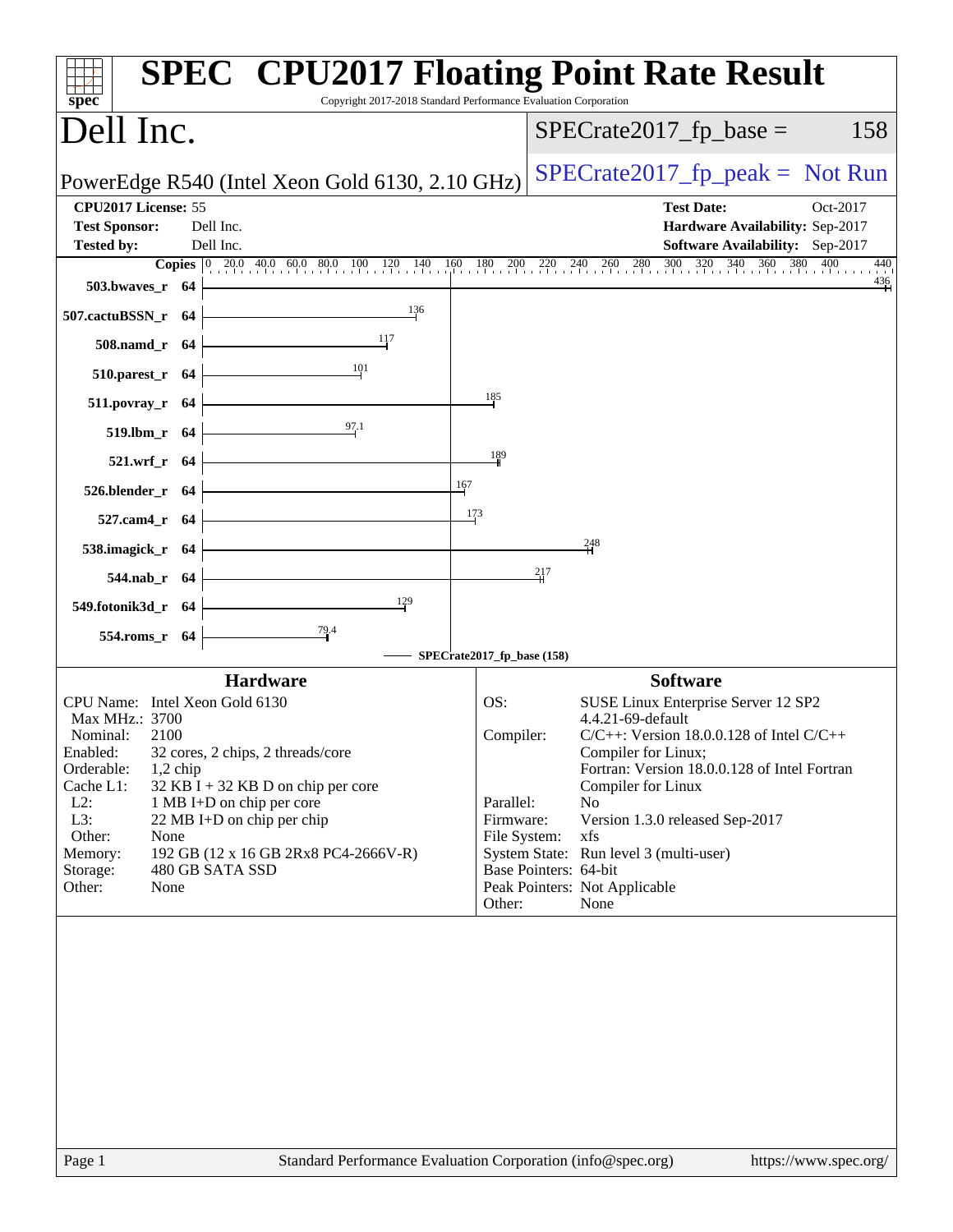# SPEC CPU2017 Floating Point Rate Result

Copyright 2017-2018 Standard Performance Evaluation Corporation

## Dell Inc.

PowerEdge R540 (Intel Xeon Gold 6130, 2.10 GHz)

SPECrate2017_fp_base = 158

SPECrate2017_fp_peak = Not Run

**CPU2017 License:** 55
**Test Sponsor:** Dell Inc.
**Tested by:** Dell Inc.

**Test Date:** Oct-2017
**Hardware Availability:** Sep-2017
**Software Availability:** Sep-2017

| Benchmark | Copies | Base Ratio |
|---|---|---|
| 503.bwaves_r | 64 | 436 |
| 507.cactuBSSN_r | 64 | 136 |
| 508.namd_r | 64 | 117 |
| 510.parest_r | 64 | 101 |
| 511.povray_r | 64 | 185 |
| 519.lbm_r | 64 | 97.1 |
| 521.wrf_r | 64 | 189 |
| 526.blender_r | 64 | 167 |
| 527.cam4_r | 64 | 173 |
| 538.imagick_r | 64 | 248 |
| 544.nab_r | 64 | 217 |
| 549.fotonik3d_r | 64 | 129 |
| 554.roms_r | 64 | 79.4 |

SPECrate2017_fp_base (158)

### Hardware

| | |
|---|---|
| CPU Name: | Intel Xeon Gold 6130 |
| Max MHz.: | 3700 |
| Nominal: | 2100 |
| Enabled: | 32 cores, 2 chips, 2 threads/core |
| Orderable: | 1,2 chip |
| Cache L1: | 32 KB I + 32 KB D on chip per core |
| L2: | 1 MB I+D on chip per core |
| L3: | 22 MB I+D on chip per chip |
| Other: | None |
| Memory: | 192 GB (12 x 16 GB 2Rx8 PC4-2666V-R) |
| Storage: | 480 GB SATA SSD |
| Other: | None |

### Software

| | |
|---|---|
| OS: | SUSE Linux Enterprise Server 12 SP2 4.4.21-69-default |
| Compiler: | C/C++: Version 18.0.0.128 of Intel C/C++ Compiler for Linux; Fortran: Version 18.0.0.128 of Intel Fortran Compiler for Linux |
| Parallel: | No |
| Firmware: | Version 1.3.0 released Sep-2017 |
| File System: | xfs |
| System State: | Run level 3 (multi-user) |
| Base Pointers: | 64-bit |
| Peak Pointers: | Not Applicable |
| Other: | None |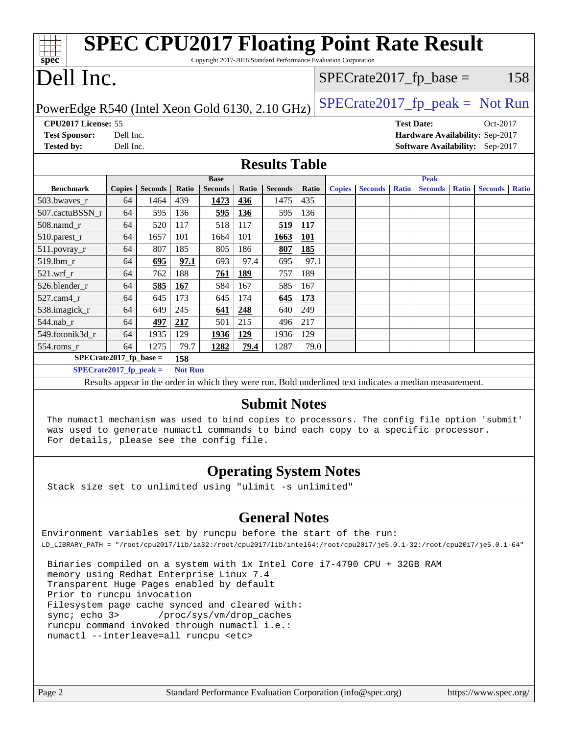# SPEC CPU2017 Floating Point Rate Result

Copyright 2017-2018 Standard Performance Evaluation Corporation

# Dell Inc.

PowerEdge R540 (Intel Xeon Gold 6130, 2.10 GHz)

SPECrate2017_fp_base = 158

SPECrate2017_fp_peak = Not Run

**CPU2017 License:** 55
**Test Sponsor:** Dell Inc.
**Tested by:** Dell Inc.
**Test Date:** Oct-2017
**Hardware Availability:** Sep-2017
**Software Availability:** Sep-2017

## Results Table

| Benchmark | Base | | | | | | | Peak | | | | | | |
|---|---|---|---|---|---|---|---|---|---|---|---|---|---|---|
| | Copies | Seconds | Ratio | Seconds | Ratio | Seconds | Ratio | Copies | Seconds | Ratio | Seconds | Ratio | Seconds | Ratio |
| 503.bwaves_r | 64 | 1464 | 439 | **1473** | **436** | 1475 | 435 | | | | | | | |
| 507.cactuBSSN_r | 64 | 595 | 136 | **595** | **136** | 595 | 136 | | | | | | | |
| 508.namd_r | 64 | 520 | 117 | 518 | 117 | **519** | **117** | | | | | | | |
| 510.parest_r | 64 | 1657 | 101 | 1664 | 101 | **1663** | **101** | | | | | | | |
| 511.povray_r | 64 | 807 | 185 | 805 | 186 | **807** | **185** | | | | | | | |
| 519.lbm_r | 64 | **695** | **97.1** | 693 | 97.4 | 695 | 97.1 | | | | | | | |
| 521.wrf_r | 64 | 762 | 188 | **761** | **189** | 757 | 189 | | | | | | | |
| 526.blender_r | 64 | **585** | **167** | 584 | 167 | 585 | 167 | | | | | | | |
| 527.cam4_r | 64 | 645 | 173 | 645 | 174 | **645** | **173** | | | | | | | |
| 538.imagick_r | 64 | 649 | 245 | **641** | **248** | 640 | 249 | | | | | | | |
| 544.nab_r | 64 | **497** | **217** | 501 | 215 | 496 | 217 | | | | | | | |
| 549.fotonik3d_r | 64 | 1935 | 129 | **1936** | **129** | 1936 | 129 | | | | | | | |
| 554.roms_r | 64 | 1275 | 79.7 | **1282** | **79.4** | 1287 | 79.0 | | | | | | | |

**SPECrate2017_fp_base = 158**

**SPECrate2017_fp_peak = Not Run**

Results appear in the order in which they were run. Bold underlined text indicates a median measurement.

## Submit Notes

```
The numactl mechanism was used to bind copies to processors. The config file option 'submit'
was used to generate numactl commands to bind each copy to a specific processor.
For details, please see the config file.
```

## Operating System Notes

```
Stack size set to unlimited using "ulimit -s unlimited"
```

## General Notes

```
Environment variables set by runcpu before the start of the run:
LD_LIBRARY_PATH = "/root/cpu2017/lib/ia32:/root/cpu2017/lib/intel64:/root/cpu2017/je5.0.1-32:/root/cpu2017/je5.0.1-64"

 Binaries compiled on a system with 1x Intel Core i7-4790 CPU + 32GB RAM
 memory using Redhat Enterprise Linux 7.4
 Transparent Huge Pages enabled by default
 Prior to runcpu invocation
 Filesystem page cache synced and cleared with:
 sync; echo 3>       /proc/sys/vm/drop_caches
 runcpu command invoked through numactl i.e.:
 numactl --interleave=all runcpu <etc>
```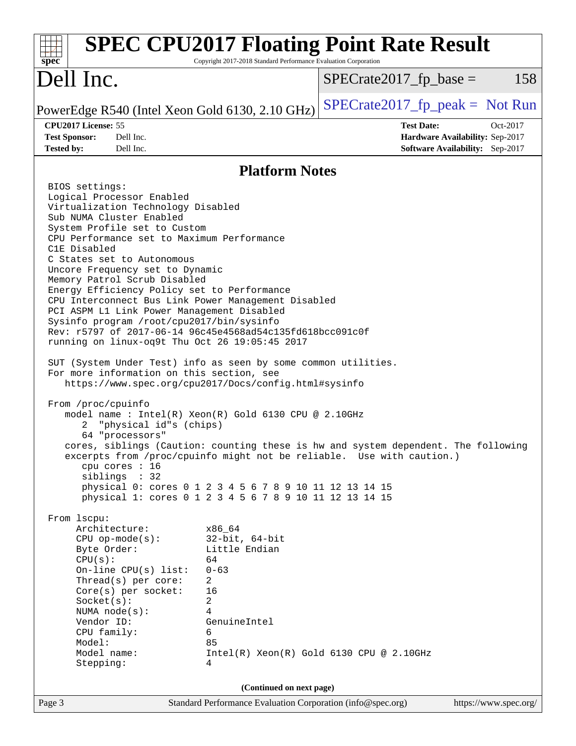# SPEC CPU2017 Floating Point Rate Result

Copyright 2017-2018 Standard Performance Evaluation Corporation

# Dell Inc.

PowerEdge R540 (Intel Xeon Gold 6130, 2.10 GHz)

SPECrate2017_fp_base = 158

SPECrate2017_fp_peak = Not Run

**CPU2017 License:** 55
**Test Sponsor:** Dell Inc.
**Tested by:** Dell Inc.

**Test Date:** Oct-2017
**Hardware Availability:** Sep-2017
**Software Availability:** Sep-2017

## Platform Notes

```
BIOS settings:
Logical Processor Enabled
Virtualization Technology Disabled
Sub NUMA Cluster Enabled
System Profile set to Custom
CPU Performance set to Maximum Performance
C1E Disabled
C States set to Autonomous
Uncore Frequency set to Dynamic
Memory Patrol Scrub Disabled
Energy Efficiency Policy set to Performance
CPU Interconnect Bus Link Power Management Disabled
PCI ASPM L1 Link Power Management Disabled
Sysinfo program /root/cpu2017/bin/sysinfo
Rev: r5797 of 2017-06-14 96c45e4568ad54c135fd618bcc091c0f
running on linux-oq9t Thu Oct 26 19:05:45 2017

SUT (System Under Test) info as seen by some common utilities.
For more information on this section, see
   https://www.spec.org/cpu2017/Docs/config.html#sysinfo

From /proc/cpuinfo
   model name : Intel(R) Xeon(R) Gold 6130 CPU @ 2.10GHz
      2  "physical id"s (chips)
      64 "processors"
   cores, siblings (Caution: counting these is hw and system dependent. The following
   excerpts from /proc/cpuinfo might not be reliable.  Use with caution.)
      cpu cores : 16
      siblings  : 32
      physical 0: cores 0 1 2 3 4 5 6 7 8 9 10 11 12 13 14 15
      physical 1: cores 0 1 2 3 4 5 6 7 8 9 10 11 12 13 14 15

From lscpu:
     Architecture:          x86_64
     CPU op-mode(s):        32-bit, 64-bit
     Byte Order:            Little Endian
     CPU(s):                64
     On-line CPU(s) list:   0-63
     Thread(s) per core:    2
     Core(s) per socket:    16
     Socket(s):             2
     NUMA node(s):          4
     Vendor ID:             GenuineIntel
     CPU family:            6
     Model:                 85
     Model name:            Intel(R) Xeon(R) Gold 6130 CPU @ 2.10GHz
     Stepping:              4
```

**(Continued on next page)**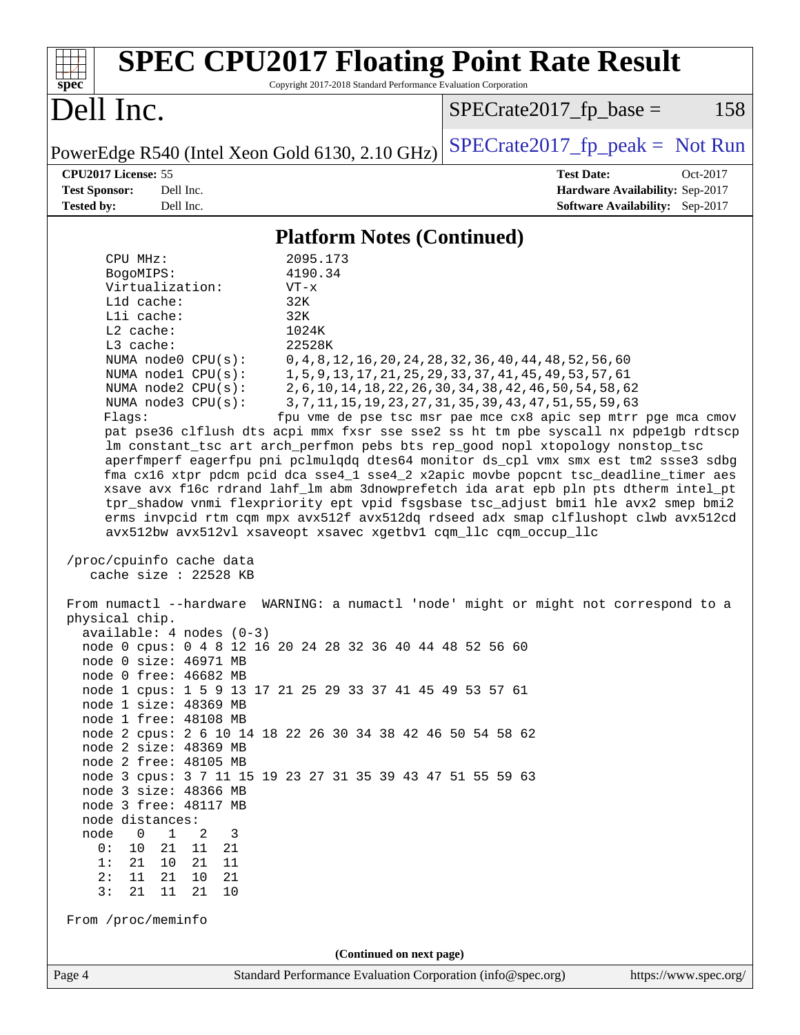## Platform Notes (Continued)

```
      CPU MHz:                 2095.173
      BogoMIPS:                4190.34
      Virtualization:          VT-x
      L1d cache:               32K
      L1i cache:               32K
      L2 cache:                1024K
      L3 cache:                22528K
      NUMA node0 CPU(s):       0,4,8,12,16,20,24,28,32,36,40,44,48,52,56,60
      NUMA node1 CPU(s):       1,5,9,13,17,21,25,29,33,37,41,45,49,53,57,61
      NUMA node2 CPU(s):       2,6,10,14,18,22,26,30,34,38,42,46,50,54,58,62
      NUMA node3 CPU(s):       3,7,11,15,19,23,27,31,35,39,43,47,51,55,59,63
      Flags:                  fpu vme de pse tsc msr pae mce cx8 apic sep mtrr pge mca cmov
      pat pse36 clflush dts acpi mmx fxsr sse sse2 ss ht tm pbe syscall nx pdpe1gb rdtscp
      lm constant_tsc art arch_perfmon pebs bts rep_good nopl xtopology nonstop_tsc
      aperfmperf eagerfpu pni pclmulqdq dtes64 monitor ds_cpl vmx smx est tm2 ssse3 sdbg
      fma cx16 xtpr pdcm pcid dca sse4_1 sse4_2 x2apic movbe popcnt tsc_deadline_timer aes
      xsave avx f16c rdrand lahf_lm abm 3dnowprefetch ida arat epb pln pts dtherm intel_pt
      tpr_shadow vnmi flexpriority ept vpid fsgsbase tsc_adjust bmi1 hle avx2 smep bmi2
      erms invpcid rtm cqm mpx avx512f avx512dq rdseed adx smap clflushopt clwb avx512cd
      avx512bw avx512vl xsaveopt xsavec xgetbv1 cqm_llc cqm_occup_llc

 /proc/cpuinfo cache data
    cache size : 22528 KB

 From numactl --hardware  WARNING: a numactl 'node' might or might not correspond to a
 physical chip.
   available: 4 nodes (0-3)
   node 0 cpus: 0 4 8 12 16 20 24 28 32 36 40 44 48 52 56 60
   node 0 size: 46971 MB
   node 0 free: 46682 MB
   node 1 cpus: 1 5 9 13 17 21 25 29 33 37 41 45 49 53 57 61
   node 1 size: 48369 MB
   node 1 free: 48108 MB
   node 2 cpus: 2 6 10 14 18 22 26 30 34 38 42 46 50 54 58 62
   node 2 size: 48369 MB
   node 2 free: 48105 MB
   node 3 cpus: 3 7 11 15 19 23 27 31 35 39 43 47 51 55 59 63
   node 3 size: 48366 MB
   node 3 free: 48117 MB
   node distances:
   node   0   1   2   3
     0:  10  21  11  21
     1:  21  10  21  11
     2:  11  21  10  21
     3:  21  11  21  10

 From /proc/meminfo
```

(Continued on next page)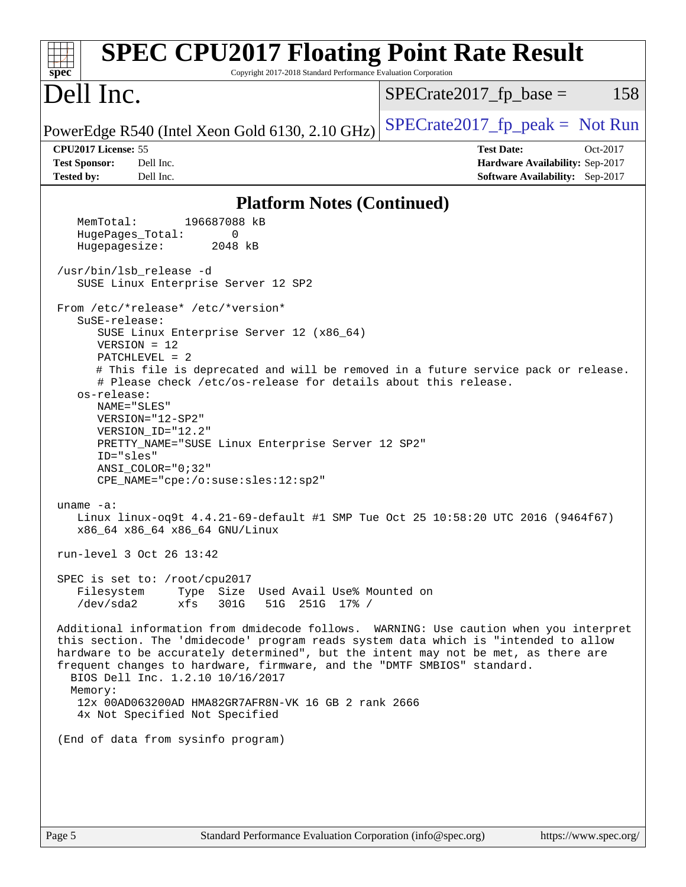## Platform Notes (Continued)

```
    MemTotal:       196687088 kB
    HugePages_Total:       0
    Hugepagesize:       2048 kB

 /usr/bin/lsb_release -d
    SUSE Linux Enterprise Server 12 SP2

 From /etc/*release* /etc/*version*
    SuSE-release:
       SUSE Linux Enterprise Server 12 (x86_64)
       VERSION = 12
       PATCHLEVEL = 2
       # This file is deprecated and will be removed in a future service pack or release.
       # Please check /etc/os-release for details about this release.
    os-release:
       NAME="SLES"
       VERSION="12-SP2"
       VERSION_ID="12.2"
       PRETTY_NAME="SUSE Linux Enterprise Server 12 SP2"
       ID="sles"
       ANSI_COLOR="0;32"
       CPE_NAME="cpe:/o:suse:sles:12:sp2"

 uname -a:
    Linux linux-oq9t 4.4.21-69-default #1 SMP Tue Oct 25 10:58:20 UTC 2016 (9464f67)
    x86_64 x86_64 x86_64 GNU/Linux

 run-level 3 Oct 26 13:42

 SPEC is set to: /root/cpu2017
    Filesystem     Type  Size  Used Avail Use% Mounted on
    /dev/sda2      xfs   301G   51G  251G  17% /

 Additional information from dmidecode follows.  WARNING: Use caution when you interpret
 this section. The 'dmidecode' program reads system data which is "intended to allow
 hardware to be accurately determined", but the intent may not be met, as there are
 frequent changes to hardware, firmware, and the "DMTF SMBIOS" standard.
   BIOS Dell Inc. 1.2.10 10/16/2017
   Memory:
    12x 00AD063200AD HMA82GR7AFR8N-VK 16 GB 2 rank 2666
    4x Not Specified Not Specified

 (End of data from sysinfo program)
```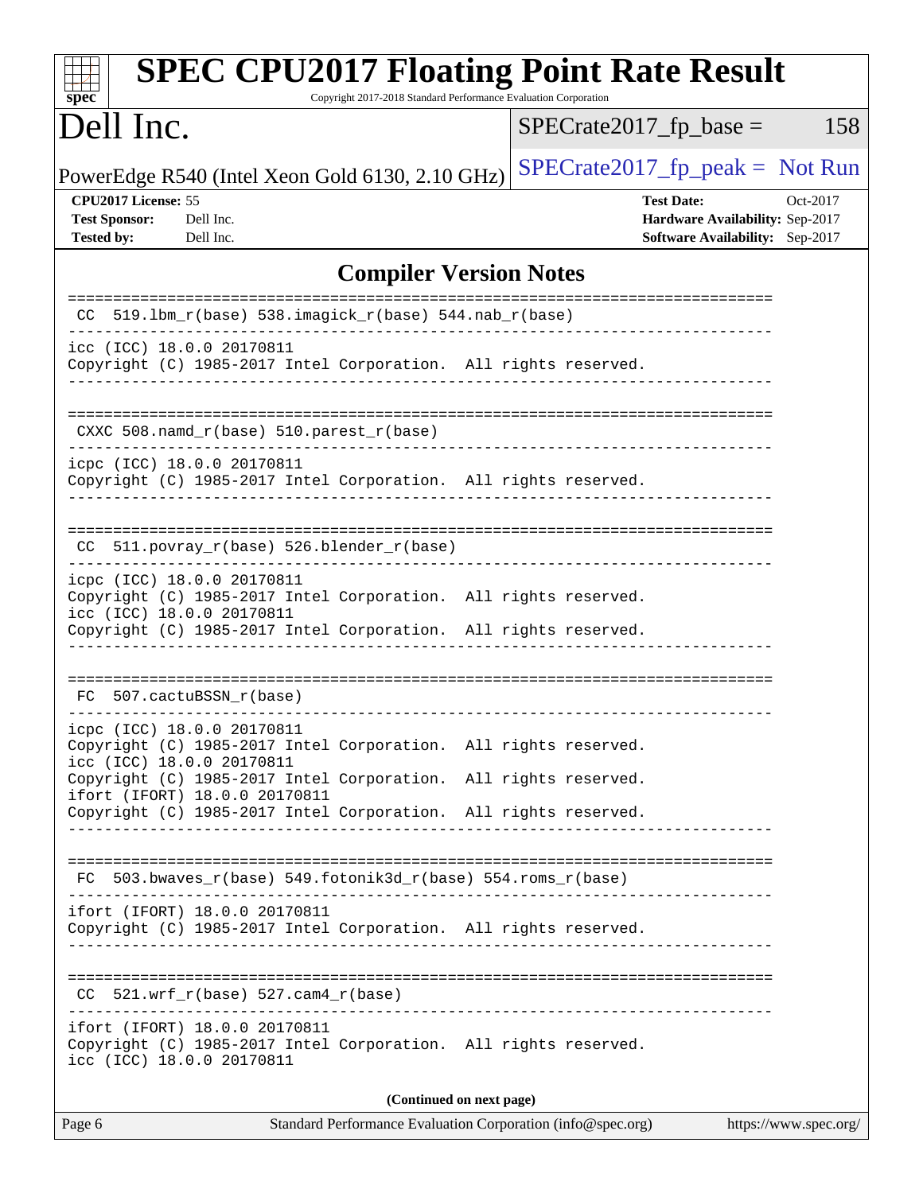# SPEC CPU2017 Floating Point Rate Result

Copyright 2017-2018 Standard Performance Evaluation Corporation

## Dell Inc.

PowerEdge R540 (Intel Xeon Gold 6130, 2.10 GHz)

SPECrate2017_fp_base = 158

SPECrate2017_fp_peak = Not Run

**CPU2017 License:** 55
**Test Sponsor:** Dell Inc.
**Tested by:** Dell Inc.

**Test Date:** Oct-2017
**Hardware Availability:** Sep-2017
**Software Availability:** Sep-2017

### Compiler Version Notes

```
==============================================================================
 CC  519.lbm_r(base) 538.imagick_r(base) 544.nab_r(base)
------------------------------------------------------------------------------
icc (ICC) 18.0.0 20170811
Copyright (C) 1985-2017 Intel Corporation.  All rights reserved.
------------------------------------------------------------------------------

==============================================================================
 CXXC 508.namd_r(base) 510.parest_r(base)
------------------------------------------------------------------------------
icpc (ICC) 18.0.0 20170811
Copyright (C) 1985-2017 Intel Corporation.  All rights reserved.
------------------------------------------------------------------------------

==============================================================================
 CC  511.povray_r(base) 526.blender_r(base)
------------------------------------------------------------------------------
icpc (ICC) 18.0.0 20170811
Copyright (C) 1985-2017 Intel Corporation.  All rights reserved.
icc (ICC) 18.0.0 20170811
Copyright (C) 1985-2017 Intel Corporation.  All rights reserved.
------------------------------------------------------------------------------

==============================================================================
 FC  507.cactuBSSN_r(base)
------------------------------------------------------------------------------
icpc (ICC) 18.0.0 20170811
Copyright (C) 1985-2017 Intel Corporation.  All rights reserved.
icc (ICC) 18.0.0 20170811
Copyright (C) 1985-2017 Intel Corporation.  All rights reserved.
ifort (IFORT) 18.0.0 20170811
Copyright (C) 1985-2017 Intel Corporation.  All rights reserved.
------------------------------------------------------------------------------

==============================================================================
 FC  503.bwaves_r(base) 549.fotonik3d_r(base) 554.roms_r(base)
------------------------------------------------------------------------------
ifort (IFORT) 18.0.0 20170811
Copyright (C) 1985-2017 Intel Corporation.  All rights reserved.
------------------------------------------------------------------------------

==============================================================================
 CC  521.wrf_r(base) 527.cam4_r(base)
------------------------------------------------------------------------------
ifort (IFORT) 18.0.0 20170811
Copyright (C) 1985-2017 Intel Corporation.  All rights reserved.
icc (ICC) 18.0.0 20170811
```

**(Continued on next page)**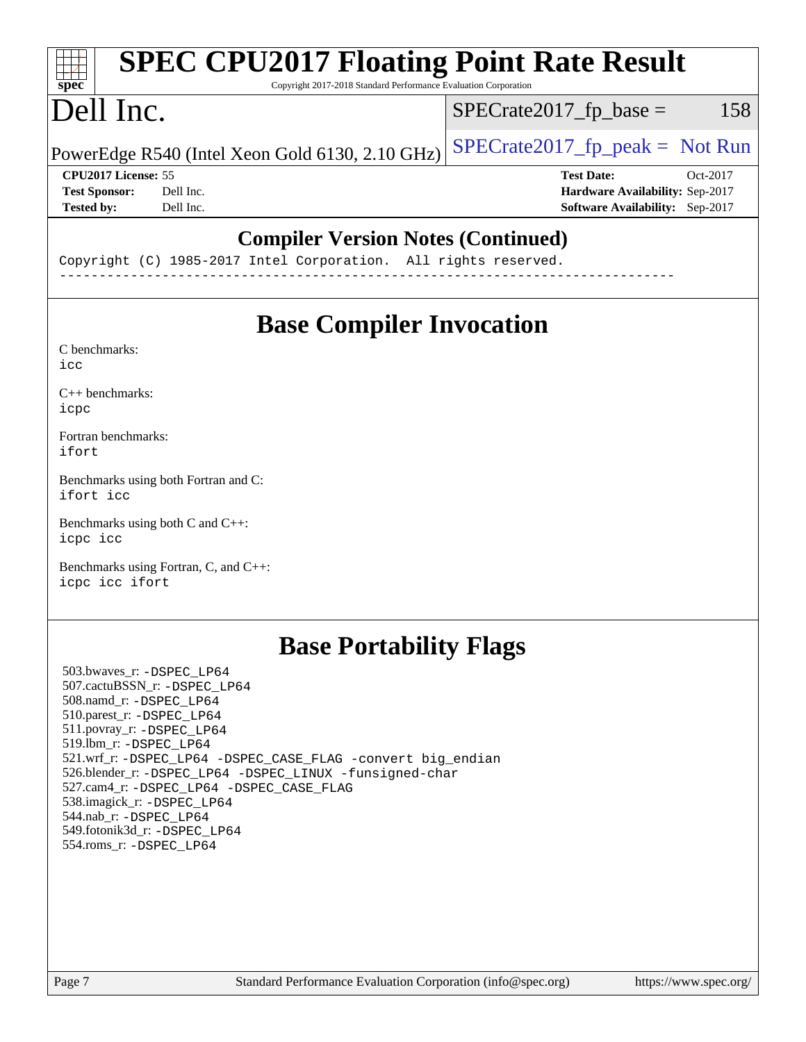# SPEC CPU2017 Floating Point Rate Result

Copyright 2017-2018 Standard Performance Evaluation Corporation

# Dell Inc.

PowerEdge R540 (Intel Xeon Gold 6130, 2.10 GHz)

SPECrate2017_fp_base = 158

SPECrate2017_fp_peak = Not Run

**CPU2017 License:** 55
**Test Sponsor:** Dell Inc.
**Tested by:** Dell Inc.

**Test Date:** Oct-2017
**Hardware Availability:** Sep-2017
**Software Availability:** Sep-2017

## Compiler Version Notes (Continued)

```
Copyright (C) 1985-2017 Intel Corporation.  All rights reserved.
------------------------------------------------------------------------------
```

## Base Compiler Invocation

C benchmarks:
`icc`

C++ benchmarks:
`icpc`

Fortran benchmarks:
`ifort`

Benchmarks using both Fortran and C:
`ifort icc`

Benchmarks using both C and C++:
`icpc icc`

Benchmarks using Fortran, C, and C++:
`icpc icc ifort`

## Base Portability Flags

503.bwaves_r: `-DSPEC_LP64`
507.cactuBSSN_r: `-DSPEC_LP64`
508.namd_r: `-DSPEC_LP64`
510.parest_r: `-DSPEC_LP64`
511.povray_r: `-DSPEC_LP64`
519.lbm_r: `-DSPEC_LP64`
521.wrf_r: `-DSPEC_LP64 -DSPEC_CASE_FLAG -convert big_endian`
526.blender_r: `-DSPEC_LP64 -DSPEC_LINUX -funsigned-char`
527.cam4_r: `-DSPEC_LP64 -DSPEC_CASE_FLAG`
538.imagick_r: `-DSPEC_LP64`
544.nab_r: `-DSPEC_LP64`
549.fotonik3d_r: `-DSPEC_LP64`
554.roms_r: `-DSPEC_LP64`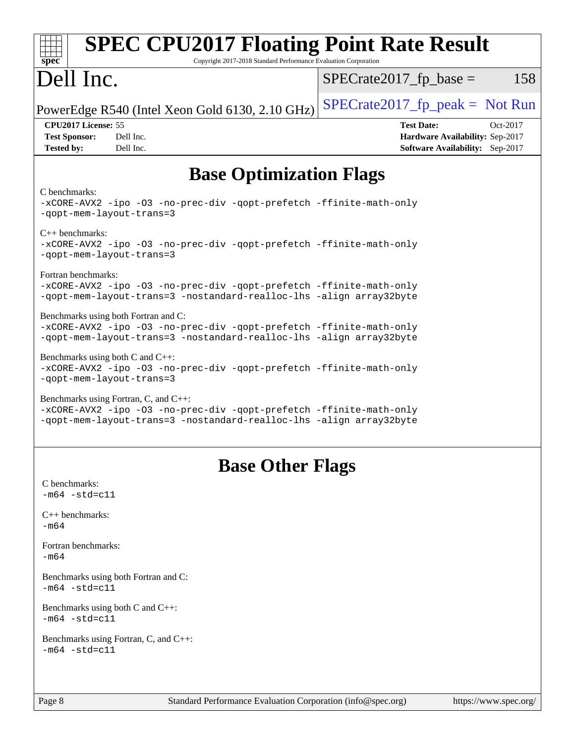# Base Optimization Flags

C benchmarks:

```
-xCORE-AVX2 -ipo -O3 -no-prec-div -qopt-prefetch -ffinite-math-only
-qopt-mem-layout-trans=3
```

C++ benchmarks:

```
-xCORE-AVX2 -ipo -O3 -no-prec-div -qopt-prefetch -ffinite-math-only
-qopt-mem-layout-trans=3
```

Fortran benchmarks:

```
-xCORE-AVX2 -ipo -O3 -no-prec-div -qopt-prefetch -ffinite-math-only
-qopt-mem-layout-trans=3 -nostandard-realloc-lhs -align array32byte
```

Benchmarks using both Fortran and C:

```
-xCORE-AVX2 -ipo -O3 -no-prec-div -qopt-prefetch -ffinite-math-only
-qopt-mem-layout-trans=3 -nostandard-realloc-lhs -align array32byte
```

Benchmarks using both C and C++:

```
-xCORE-AVX2 -ipo -O3 -no-prec-div -qopt-prefetch -ffinite-math-only
-qopt-mem-layout-trans=3
```

Benchmarks using Fortran, C, and C++:

```
-xCORE-AVX2 -ipo -O3 -no-prec-div -qopt-prefetch -ffinite-math-only
-qopt-mem-layout-trans=3 -nostandard-realloc-lhs -align array32byte
```

# Base Other Flags

C benchmarks:

```
-m64 -std=c11
```

C++ benchmarks:

```
-m64
```

Fortran benchmarks:

```
-m64
```

Benchmarks using both Fortran and C:

```
-m64 -std=c11
```

Benchmarks using both C and C++:

```
-m64 -std=c11
```

Benchmarks using Fortran, C, and C++:

```
-m64 -std=c11
```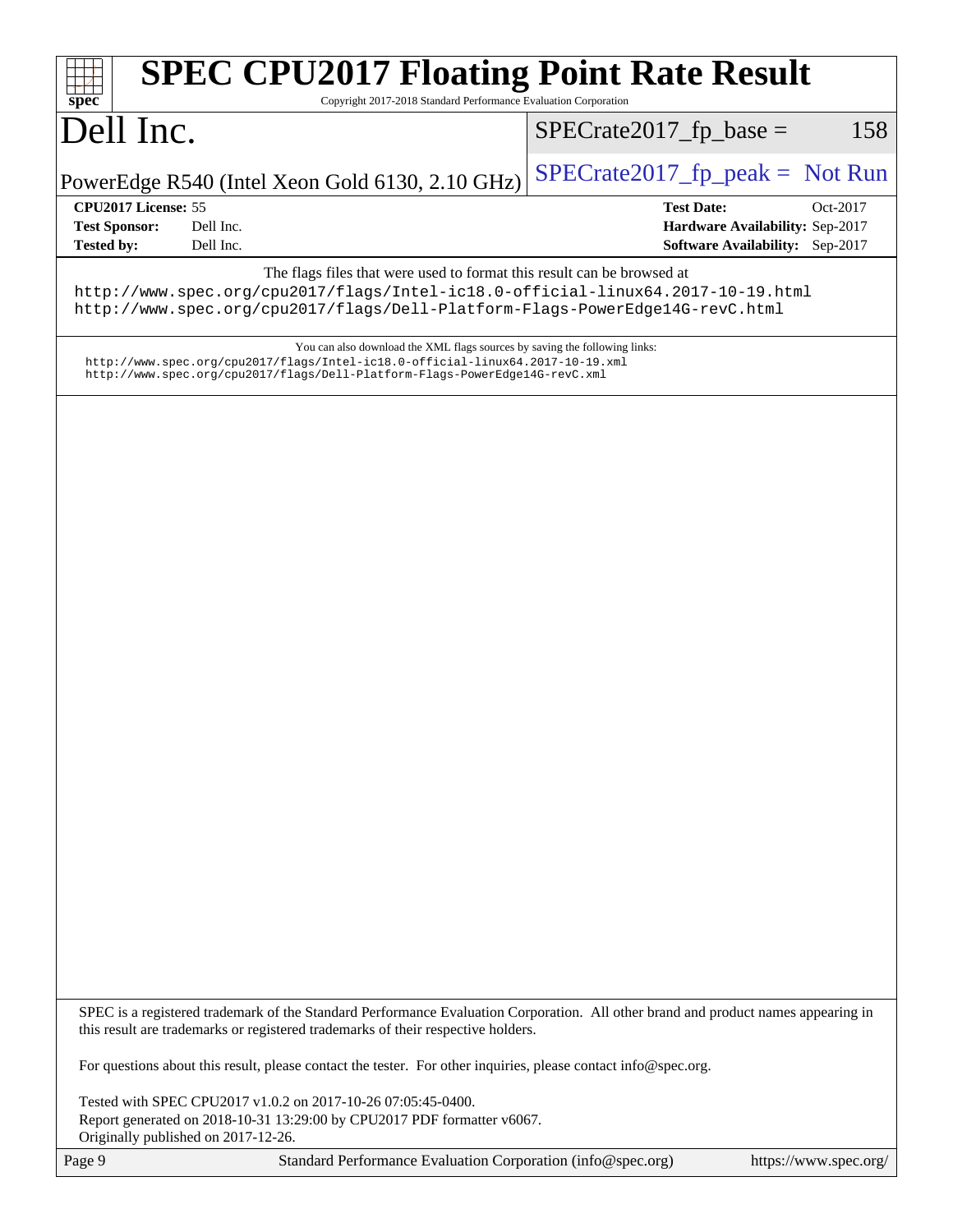The flags files that were used to format this result can be browsed at

http://www.spec.org/cpu2017/flags/Intel-ic18.0-official-linux64.2017-10-19.html
http://www.spec.org/cpu2017/flags/Dell-Platform-Flags-PowerEdge14G-revC.html

You can also download the XML flags sources by saving the following links:

http://www.spec.org/cpu2017/flags/Intel-ic18.0-official-linux64.2017-10-19.xml
http://www.spec.org/cpu2017/flags/Dell-Platform-Flags-PowerEdge14G-revC.xml

SPEC is a registered trademark of the Standard Performance Evaluation Corporation. All other brand and product names appearing in this result are trademarks or registered trademarks of their respective holders.

For questions about this result, please contact the tester. For other inquiries, please contact info@spec.org.

Tested with SPEC CPU2017 v1.0.2 on 2017-10-26 07:05:45-0400.
Report generated on 2018-10-31 13:29:00 by CPU2017 PDF formatter v6067.
Originally published on 2017-12-26.